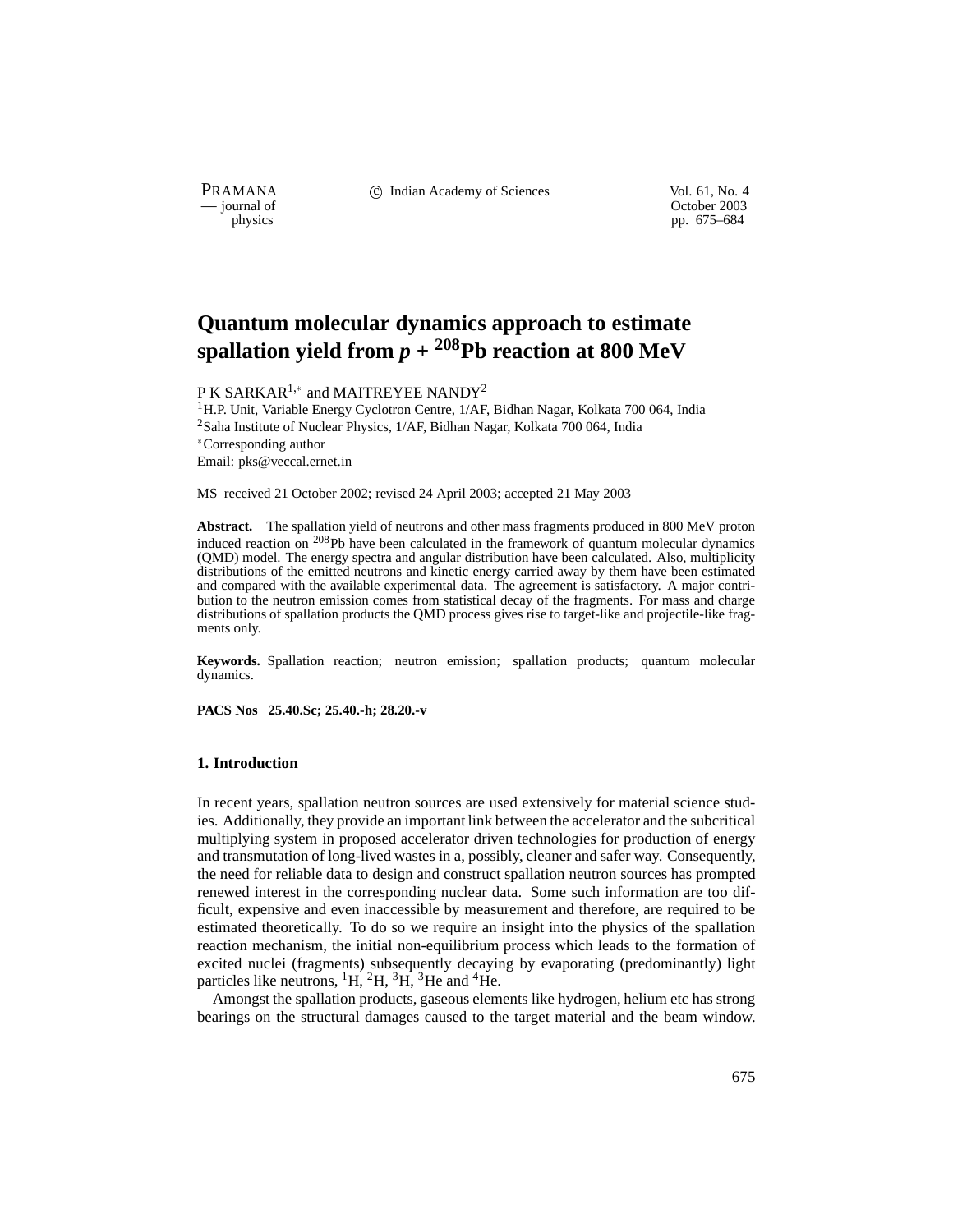# Quantum molecular dynamics approach to estimate spallation yield from $p$ + $^{208}$Pb reaction at 800 MeV

P K SARKAR[1,*] and MAITREYEE NANDY[2]

[1]H.P. Unit, Variable Energy Cyclotron Centre, 1/AF, Bidhan Nagar, Kolkata 700 064, India
[2]Saha Institute of Nuclear Physics, 1/AF, Bidhan Nagar, Kolkata 700 064, India
[*]Corresponding author
Email: pks@veccal.ernet.in

MS received 21 October 2002; revised 24 April 2003; accepted 21 May 2003

**Abstract.** The spallation yield of neutrons and other mass fragments produced in 800 MeV proton induced reaction on $^{208}$Pb have been calculated in the framework of quantum molecular dynamics (QMD) model. The energy spectra and angular distribution have been calculated. Also, multiplicity distributions of the emitted neutrons and kinetic energy carried away by them have been estimated and compared with the available experimental data. The agreement is satisfactory. A major contribution to the neutron emission comes from statistical decay of the fragments. For mass and charge distributions of spallation products the QMD process gives rise to target-like and projectile-like fragments only.

**Keywords.** Spallation reaction; neutron emission; spallation products; quantum molecular dynamics.

**PACS Nos 25.40.Sc; 25.40.-h; 28.20.-v**

## 1. Introduction

In recent years, spallation neutron sources are used extensively for material science studies. Additionally, they provide an important link between the accelerator and the subcritical multiplying system in proposed accelerator driven technologies for production of energy and transmutation of long-lived wastes in a, possibly, cleaner and safer way. Consequently, the need for reliable data to design and construct spallation neutron sources has prompted renewed interest in the corresponding nuclear data. Some such information are too difficult, expensive and even inaccessible by measurement and therefore, are required to be estimated theoretically. To do so we require an insight into the physics of the spallation reaction mechanism, the initial non-equilibrium process which leads to the formation of excited nuclei (fragments) subsequently decaying by evaporating (predominantly) light particles like neutrons, $^{1}$H, $^{2}$H, $^{3}$H, $^{3}$He and $^{4}$He.

Amongst the spallation products, gaseous elements like hydrogen, helium etc has strong bearings on the structural damages caused to the target material and the beam window.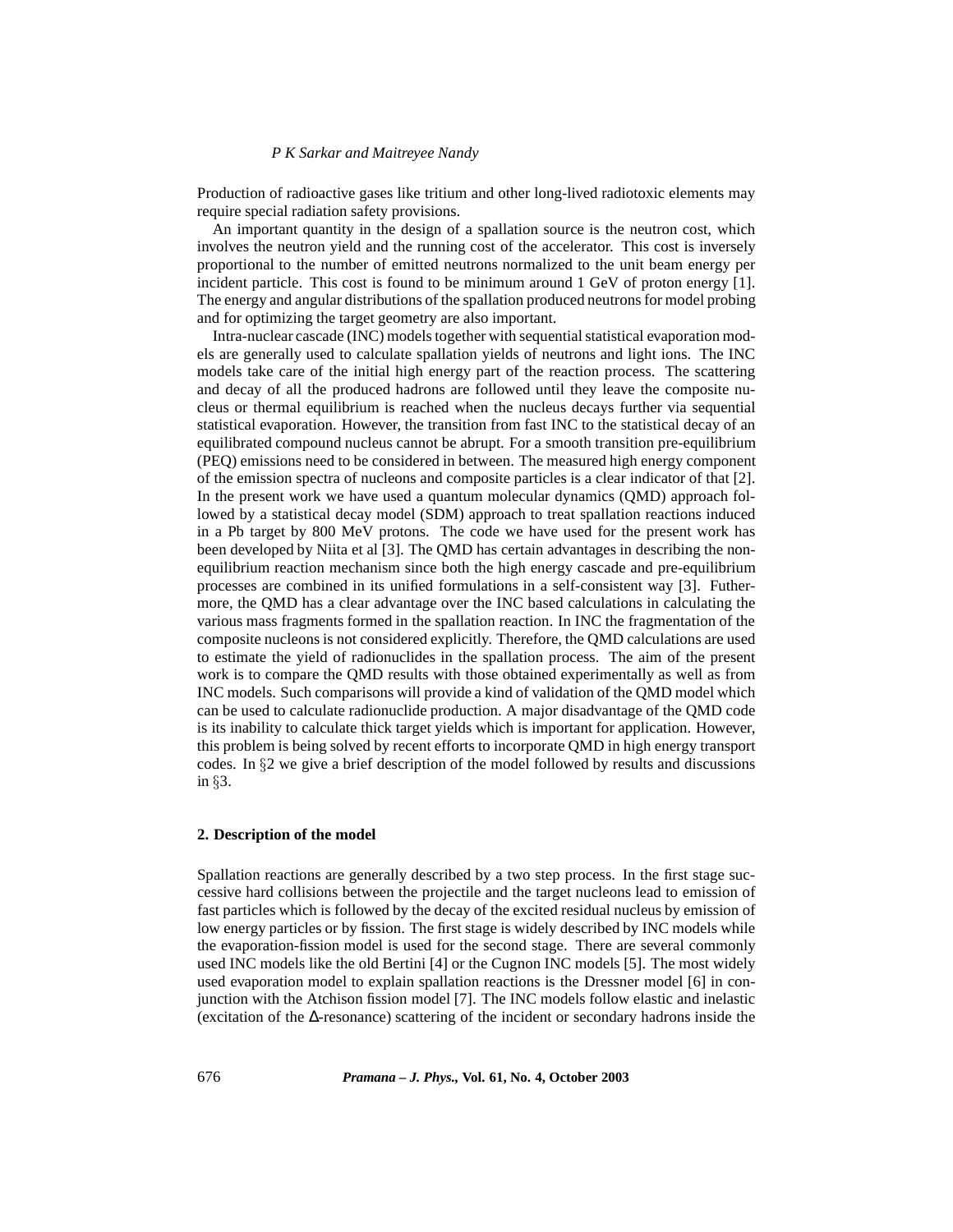Production of radioactive gases like tritium and other long-lived radiotoxic elements may require special radiation safety provisions.

An important quantity in the design of a spallation source is the neutron cost, which involves the neutron yield and the running cost of the accelerator. This cost is inversely proportional to the number of emitted neutrons normalized to the unit beam energy per incident particle. This cost is found to be minimum around 1 GeV of proton energy [1]. The energy and angular distributions of the spallation produced neutrons for model probing and for optimizing the target geometry are also important.

Intra-nuclear cascade (INC) models together with sequential statistical evaporation models are generally used to calculate spallation yields of neutrons and light ions. The INC models take care of the initial high energy part of the reaction process. The scattering and decay of all the produced hadrons are followed until they leave the composite nucleus or thermal equilibrium is reached when the nucleus decays further via sequential statistical evaporation. However, the transition from fast INC to the statistical decay of an equilibrated compound nucleus cannot be abrupt. For a smooth transition pre-equilibrium (PEQ) emissions need to be considered in between. The measured high energy component of the emission spectra of nucleons and composite particles is a clear indicator of that [2]. In the present work we have used a quantum molecular dynamics (QMD) approach followed by a statistical decay model (SDM) approach to treat spallation reactions induced in a Pb target by 800 MeV protons. The code we have used for the present work has been developed by Niita et al [3]. The QMD has certain advantages in describing the non-equilibrium reaction mechanism since both the high energy cascade and pre-equilibrium processes are combined in its unified formulations in a self-consistent way [3]. Futhermore, the QMD has a clear advantage over the INC based calculations in calculating the various mass fragments formed in the spallation reaction. In INC the fragmentation of the composite nucleons is not considered explicitly. Therefore, the QMD calculations are used to estimate the yield of radionuclides in the spallation process. The aim of the present work is to compare the QMD results with those obtained experimentally as well as from INC models. Such comparisons will provide a kind of validation of the QMD model which can be used to calculate radionuclide production. A major disadvantage of the QMD code is its inability to calculate thick target yields which is important for application. However, this problem is being solved by recent efforts to incorporate QMD in high energy transport codes. In §2 we give a brief description of the model followed by results and discussions in §3.

## 2. Description of the model

Spallation reactions are generally described by a two step process. In the first stage successive hard collisions between the projectile and the target nucleons lead to emission of fast particles which is followed by the decay of the excited residual nucleus by emission of low energy particles or by fission. The first stage is widely described by INC models while the evaporation-fission model is used for the second stage. There are several commonly used INC models like the old Bertini [4] or the Cugnon INC models [5]. The most widely used evaporation model to explain spallation reactions is the Dressner model [6] in conjunction with the Atchison fission model [7]. The INC models follow elastic and inelastic (excitation of the $\Delta$-resonance) scattering of the incident or secondary hadrons inside the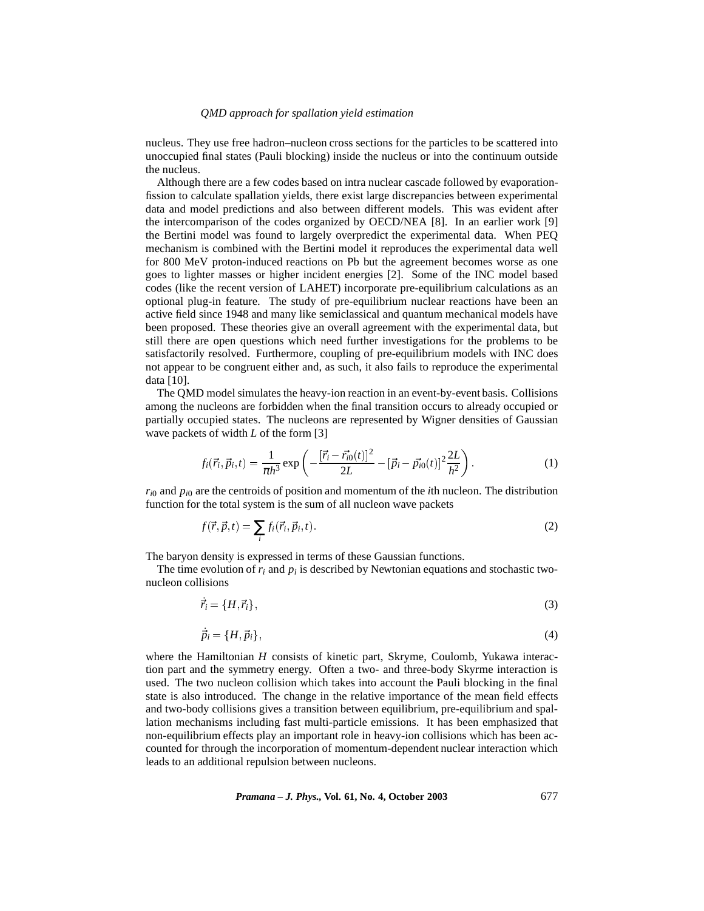nucleus. They use free hadron–nucleon cross sections for the particles to be scattered into unoccupied final states (Pauli blocking) inside the nucleus or into the continuum outside the nucleus.

Although there are a few codes based on intra nuclear cascade followed by evaporation-fission to calculate spallation yields, there exist large discrepancies between experimental data and model predictions and also between different models. This was evident after the intercomparison of the codes organized by OECD/NEA [8]. In an earlier work [9] the Bertini model was found to largely overpredict the experimental data. When PEQ mechanism is combined with the Bertini model it reproduces the experimental data well for 800 MeV proton-induced reactions on Pb but the agreement becomes worse as one goes to lighter masses or higher incident energies [2]. Some of the INC model based codes (like the recent version of LAHET) incorporate pre-equilibrium calculations as an optional plug-in feature. The study of pre-equilibrium nuclear reactions have been an active field since 1948 and many like semiclassical and quantum mechanical models have been proposed. These theories give an overall agreement with the experimental data, but still there are open questions which need further investigations for the problems to be satisfactorily resolved. Furthermore, coupling of pre-equilibrium models with INC does not appear to be congruent either and, as such, it also fails to reproduce the experimental data [10].

The QMD model simulates the heavy-ion reaction in an event-by-event basis. Collisions among the nucleons are forbidden when the final transition occurs to already occupied or partially occupied states. The nucleons are represented by Wigner densities of Gaussian wave packets of width $L$ of the form [3]

$$f_i(\vec{r}_i, \vec{p}_i, t) = \frac{1}{\pi h^3} \exp\left( -\frac{[\vec{r}_i - \vec{r}_{i0}(t)]^2}{2L} - [\vec{p}_i - \vec{p}_{i0}(t)]^2 \frac{2L}{h^2} \right). \tag{1}$$

$r_{i0}$ and $p_{i0}$ are the centroids of position and momentum of the $i$th nucleon. The distribution function for the total system is the sum of all nucleon wave packets

$$f(\vec{r}, \vec{p}, t) = \sum_i f_i(\vec{r}_i, \vec{p}_i, t). \tag{2}$$

The baryon density is expressed in terms of these Gaussian functions.

The time evolution of $r_i$ and $p_i$ is described by Newtonian equations and stochastic two-nucleon collisions

$$\dot{\vec{r}}_i = \{H, \vec{r}_i\}, \tag{3}$$

$$\dot{\vec{p}}_i = \{H, \vec{p}_i\}, \tag{4}$$

where the Hamiltonian $H$ consists of kinetic part, Skryme, Coulomb, Yukawa interaction part and the symmetry energy. Often a two- and three-body Skyrme interaction is used. The two nucleon collision which takes into account the Pauli blocking in the final state is also introduced. The change in the relative importance of the mean field effects and two-body collisions gives a transition between equilibrium, pre-equilibrium and spallation mechanisms including fast multi-particle emissions. It has been emphasized that non-equilibrium effects play an important role in heavy-ion collisions which has been accounted for through the incorporation of momentum-dependent nuclear interaction which leads to an additional repulsion between nucleons.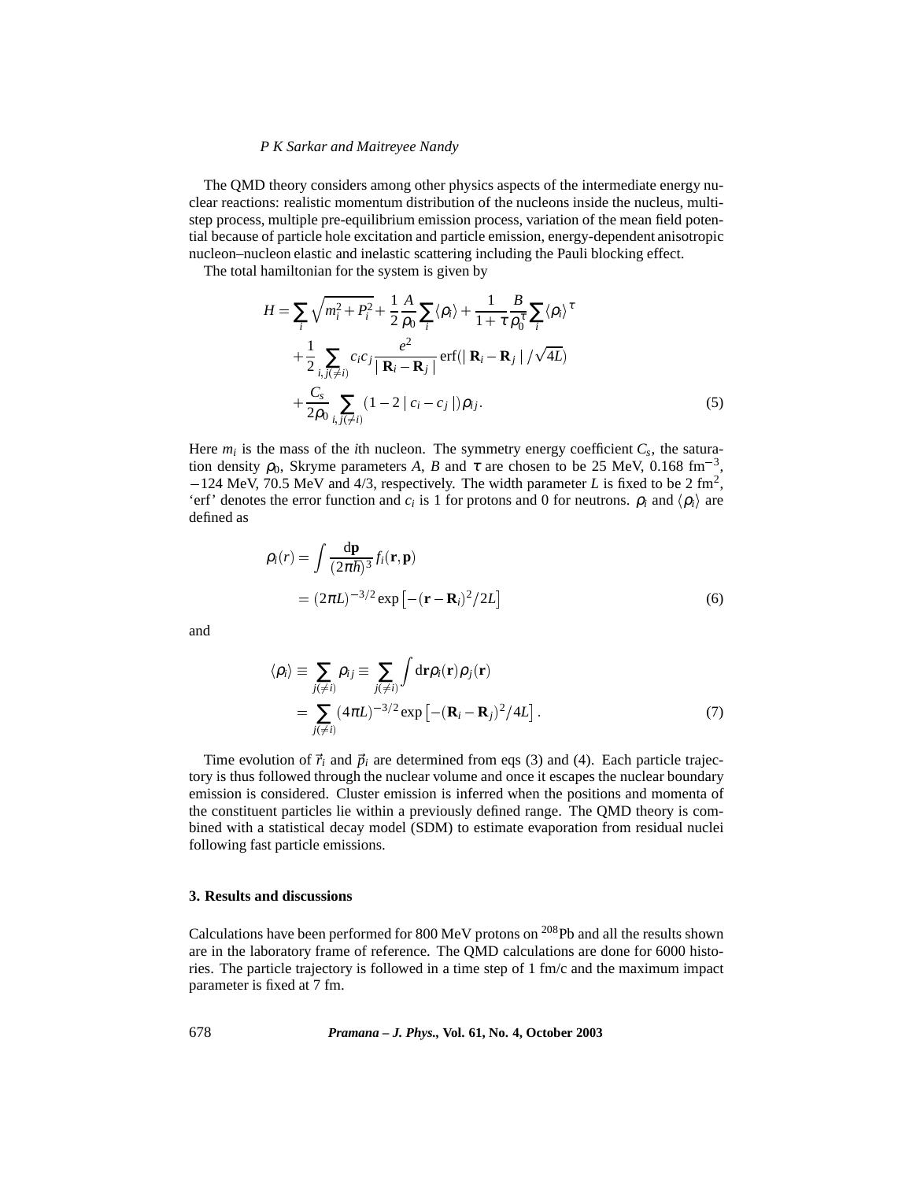The QMD theory considers among other physics aspects of the intermediate energy nuclear reactions: realistic momentum distribution of the nucleons inside the nucleus, multistep process, multiple pre-equilibrium emission process, variation of the mean field potential because of particle hole excitation and particle emission, energy-dependent anisotropic nucleon–nucleon elastic and inelastic scattering including the Pauli blocking effect.

The total hamiltonian for the system is given by

$$
\begin{aligned}
H = & \sum_i \sqrt{m_i^2 + P_i^2} + \frac{1}{2}\frac{A}{\rho_0}\sum_i \langle \rho_i \rangle + \frac{1}{1+\tau}\frac{B}{\rho_0^\tau}\sum_i \langle \rho_i \rangle^\tau \\
& + \frac{1}{2}\sum_{i,j(\neq i)} c_i c_j \frac{e^2}{|\mathbf{R}_i - \mathbf{R}_j|}\,\mathrm{erf}(|\mathbf{R}_i - \mathbf{R}_j|/\sqrt{4L}) \\
& + \frac{C_s}{2\rho_0}\sum_{i,j(\neq i)} (1 - 2\,|c_i - c_j|)\rho_{ij}.
\end{aligned}
\tag{5}
$$

Here $m_i$ is the mass of the $i$th nucleon. The symmetry energy coefficient $C_s$, the saturation density $\rho_0$, Skryme parameters $A$, $B$ and $\tau$ are chosen to be 25 MeV, 0.168 fm$^{-3}$, $-124$ MeV, 70.5 MeV and 4/3, respectively. The width parameter $L$ is fixed to be 2 fm$^2$, 'erf' denotes the error function and $c_i$ is 1 for protons and 0 for neutrons. $\rho_i$ and $\langle \rho_i \rangle$ are defined as

$$
\begin{aligned}
\rho_i(r) &= \int \frac{\mathrm{d}\mathbf{p}}{(2\pi\hbar)^3} f_i(\mathbf{r},\mathbf{p}) \\
&= (2\pi L)^{-3/2} \exp\left[-(\mathbf{r} - \mathbf{R}_i)^2/2L\right]
\end{aligned}
\tag{6}
$$

and

$$
\begin{aligned}
\langle \rho_i \rangle &\equiv \sum_{j(\neq i)} \rho_{ij} \equiv \sum_{j(\neq i)} \int \mathrm{d}\mathbf{r}\,\rho_i(\mathbf{r})\rho_j(\mathbf{r}) \\
&= \sum_{j(\neq i)} (4\pi L)^{-3/2} \exp\left[-(\mathbf{R}_i - \mathbf{R}_j)^2/4L\right].
\end{aligned}
\tag{7}
$$

Time evolution of $\vec{r}_i$ and $\vec{p}_i$ are determined from eqs (3) and (4). Each particle trajectory is thus followed through the nuclear volume and once it escapes the nuclear boundary emission is considered. Cluster emission is inferred when the positions and momenta of the constituent particles lie within a previously defined range. The QMD theory is combined with a statistical decay model (SDM) to estimate evaporation from residual nuclei following fast particle emissions.

## 3. Results and discussions

Calculations have been performed for 800 MeV protons on $^{208}$Pb and all the results shown are in the laboratory frame of reference. The QMD calculations are done for 6000 histories. The particle trajectory is followed in a time step of 1 fm/c and the maximum impact parameter is fixed at 7 fm.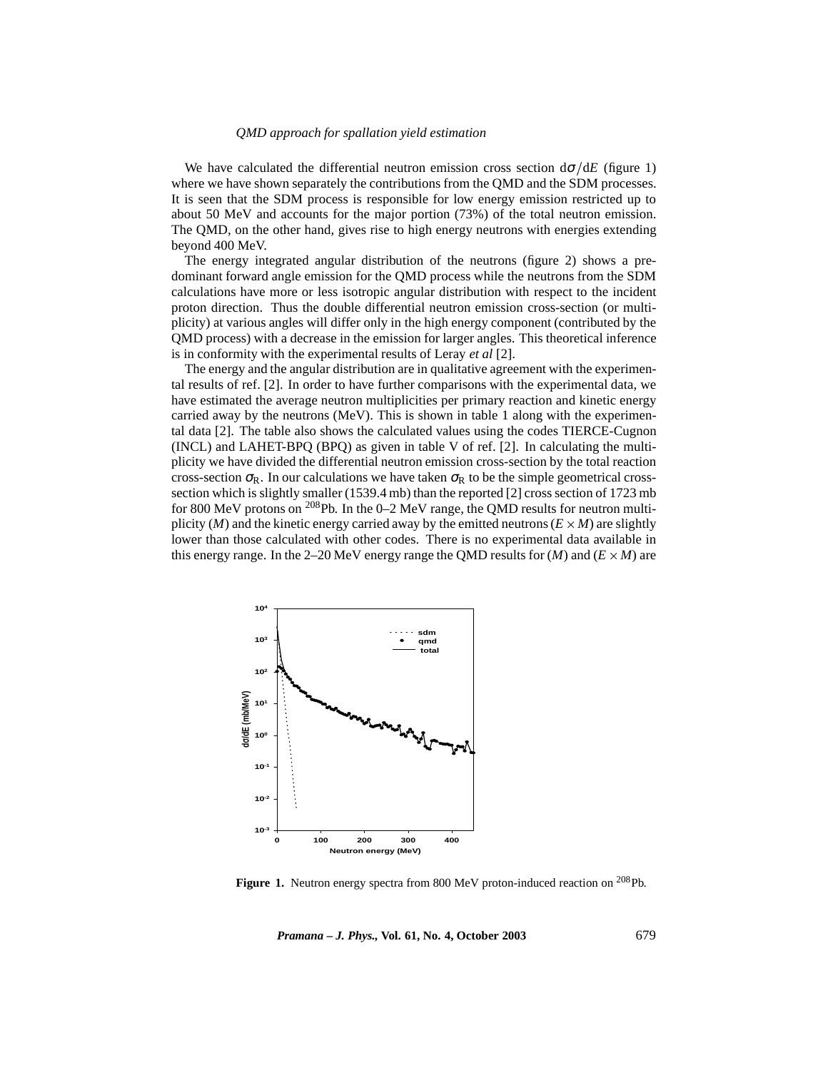We have calculated the differential neutron emission cross section $d\sigma/dE$ (figure 1) where we have shown separately the contributions from the QMD and the SDM processes. It is seen that the SDM process is responsible for low energy emission restricted up to about 50 MeV and accounts for the major portion (73%) of the total neutron emission. The QMD, on the other hand, gives rise to high energy neutrons with energies extending beyond 400 MeV.

The energy integrated angular distribution of the neutrons (figure 2) shows a predominant forward angle emission for the QMD process while the neutrons from the SDM calculations have more or less isotropic angular distribution with respect to the incident proton direction. Thus the double differential neutron emission cross-section (or multiplicity) at various angles will differ only in the high energy component (contributed by the QMD process) with a decrease in the emission for larger angles. This theoretical inference is in conformity with the experimental results of Leray *et al* [2].

The energy and the angular distribution are in qualitative agreement with the experimental results of ref. [2]. In order to have further comparisons with the experimental data, we have estimated the average neutron multiplicities per primary reaction and kinetic energy carried away by the neutrons (MeV). This is shown in table 1 along with the experimental data [2]. The table also shows the calculated values using the codes TIERCE-Cugnon (INCL) and LAHET-BPQ (BPQ) as given in table V of ref. [2]. In calculating the multiplicity we have divided the differential neutron emission cross-section by the total reaction cross-section $\sigma_R$. In our calculations we have taken $\sigma_R$ to be the simple geometrical cross-section which is slightly smaller (1539.4 mb) than the reported [2] cross section of 1723 mb for 800 MeV protons on $^{208}$Pb. In the 0–2 MeV range, the QMD results for neutron multiplicity ($M$) and the kinetic energy carried away by the emitted neutrons ($E \times M$) are slightly lower than those calculated with other codes. There is no experimental data available in this energy range. In the 2–20 MeV energy range the QMD results for ($M$) and ($E \times M$) are

**Figure 1.** Neutron energy spectra from 800 MeV proton-induced reaction on $^{208}$Pb.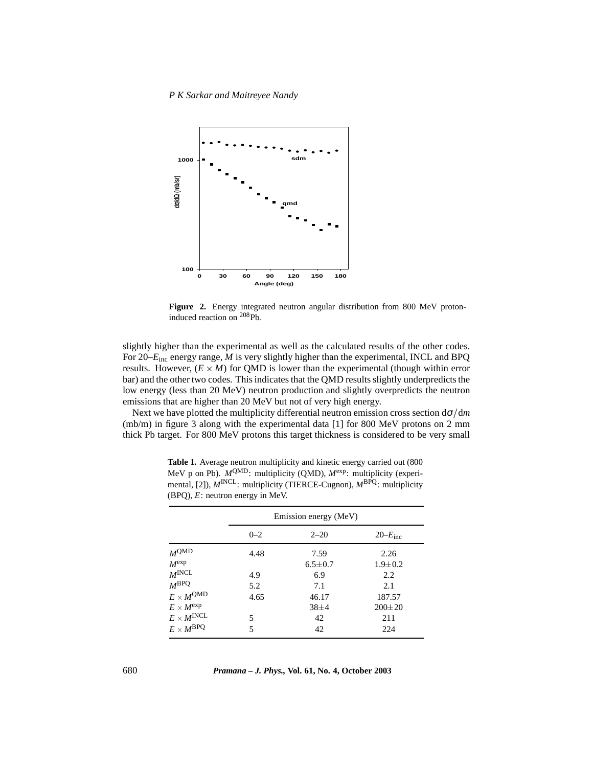**Figure 2.** Energy integrated neutron angular distribution from 800 MeV proton-induced reaction on $^{208}$Pb.

slightly higher than the experimental as well as the calculated results of the other codes. For 20–$E_{\rm inc}$ energy range, $M$ is very slightly higher than the experimental, INCL and BPQ results. However, $(E \times M)$ for QMD is lower than the experimental (though within error bar) and the other two codes. This indicates that the QMD results slightly underpredicts the low energy (less than 20 MeV) neutron production and slightly overpredicts the neutron emissions that are higher than 20 MeV but not of very high energy.

Next we have plotted the multiplicity differential neutron emission cross section $\mathrm{d}\sigma/\mathrm{d}m$ (mb/m) in figure 3 along with the experimental data [1] for 800 MeV protons on 2 mm thick Pb target. For 800 MeV protons this target thickness is considered to be very small

**Table 1.** Average neutron multiplicity and kinetic energy carried out (800 MeV p on Pb). $M^{\rm QMD}$: multiplicity (QMD), $M^{\rm exp}$: multiplicity (experimental, [2]), $M^{\rm INCL}$: multiplicity (TIERCE-Cugnon), $M^{\rm BPQ}$: multiplicity (BPQ), $E$: neutron energy in MeV.

| | Emission energy (MeV) | | |
|---|---|---|---|
| | 0–2 | 2–20 | 20–$E_{\rm inc}$ |
| $M^{\rm QMD}$ | 4.48 | 7.59 | 2.26 |
| $M^{\rm exp}$ | | 6.5±0.7 | 1.9±0.2 |
| $M^{\rm INCL}$ | 4.9 | 6.9 | 2.2 |
| $M^{\rm BPQ}$ | 5.2 | 7.1 | 2.1 |
| $E \times M^{\rm QMD}$ | 4.65 | 46.17 | 187.57 |
| $E \times M^{\rm exp}$ | | 38±4 | 200±20 |
| $E \times M^{\rm INCL}$ | 5 | 42 | 211 |
| $E \times M^{\rm BPQ}$ | 5 | 42 | 224 |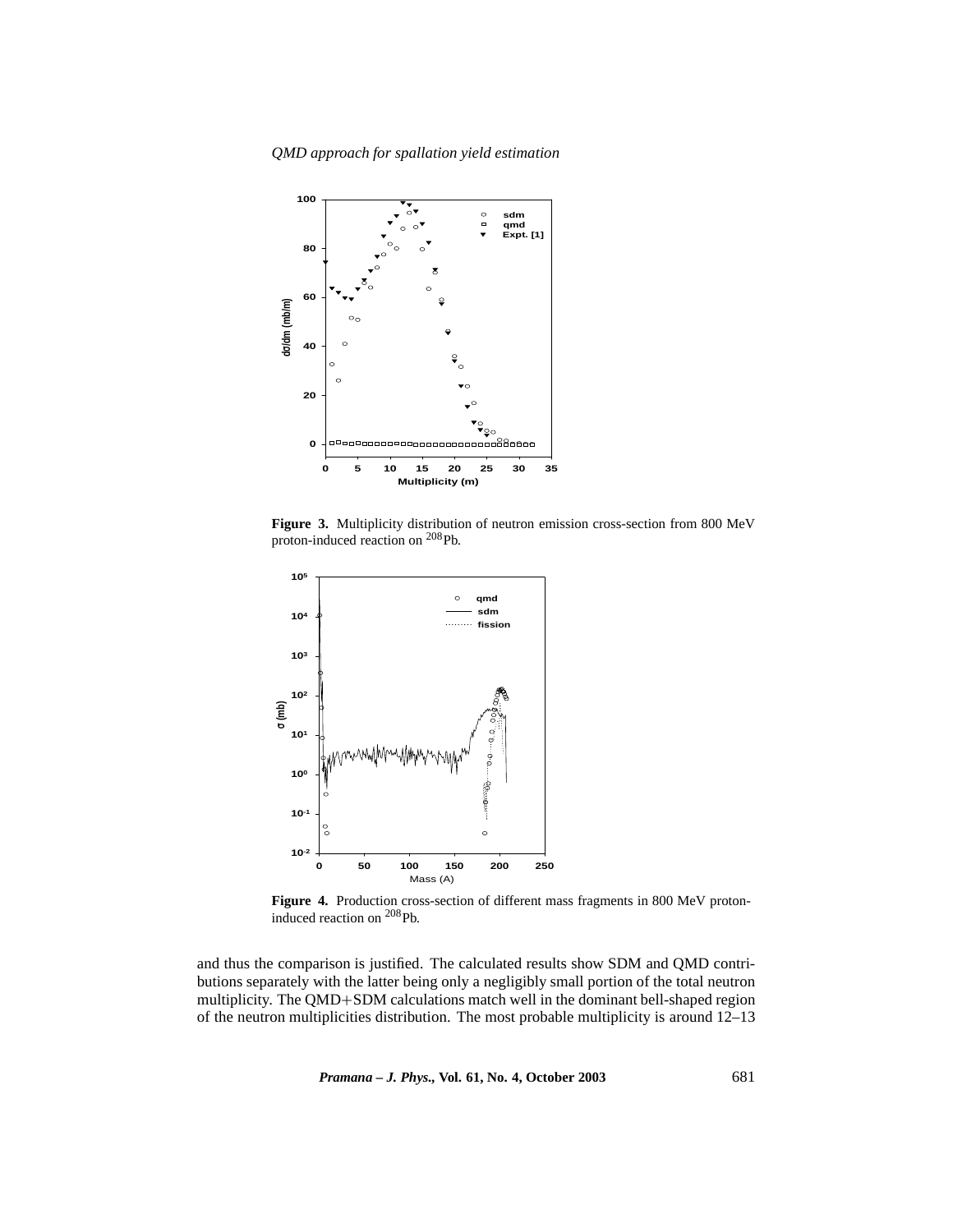**Figure 3.** Multiplicity distribution of neutron emission cross-section from 800 MeV proton-induced reaction on $^{208}$Pb.

**Figure 4.** Production cross-section of different mass fragments in 800 MeV proton-induced reaction on $^{208}$Pb.

and thus the comparison is justified. The calculated results show SDM and QMD contributions separately with the latter being only a negligibly small portion of the total neutron multiplicity. The QMD+SDM calculations match well in the dominant bell-shaped region of the neutron multiplicities distribution. The most probable multiplicity is around 12–13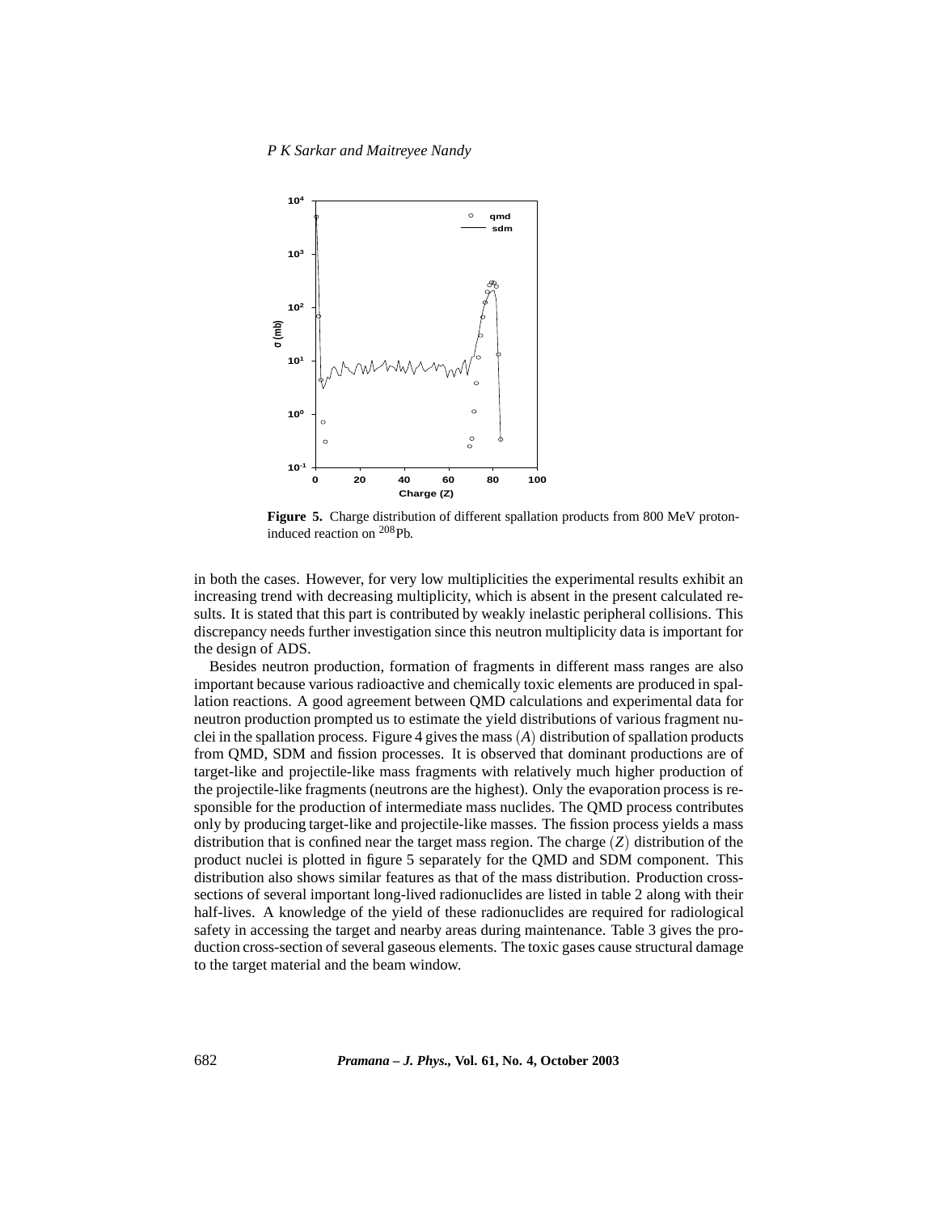**Figure 5.** Charge distribution of different spallation products from 800 MeV proton-induced reaction on $^{208}$Pb.

in both the cases. However, for very low multiplicities the experimental results exhibit an increasing trend with decreasing multiplicity, which is absent in the present calculated results. It is stated that this part is contributed by weakly inelastic peripheral collisions. This discrepancy needs further investigation since this neutron multiplicity data is important for the design of ADS.

Besides neutron production, formation of fragments in different mass ranges are also important because various radioactive and chemically toxic elements are produced in spallation reactions. A good agreement between QMD calculations and experimental data for neutron production prompted us to estimate the yield distributions of various fragment nuclei in the spallation process. Figure 4 gives the mass $(A)$ distribution of spallation products from QMD, SDM and fission processes. It is observed that dominant productions are of target-like and projectile-like mass fragments with relatively much higher production of the projectile-like fragments (neutrons are the highest). Only the evaporation process is responsible for the production of intermediate mass nuclides. The QMD process contributes only by producing target-like and projectile-like masses. The fission process yields a mass distribution that is confined near the target mass region. The charge $(Z)$ distribution of the product nuclei is plotted in figure 5 separately for the QMD and SDM component. This distribution also shows similar features as that of the mass distribution. Production cross-sections of several important long-lived radionuclides are listed in table 2 along with their half-lives. A knowledge of the yield of these radionuclides are required for radiological safety in accessing the target and nearby areas during maintenance. Table 3 gives the production cross-section of several gaseous elements. The toxic gases cause structural damage to the target material and the beam window.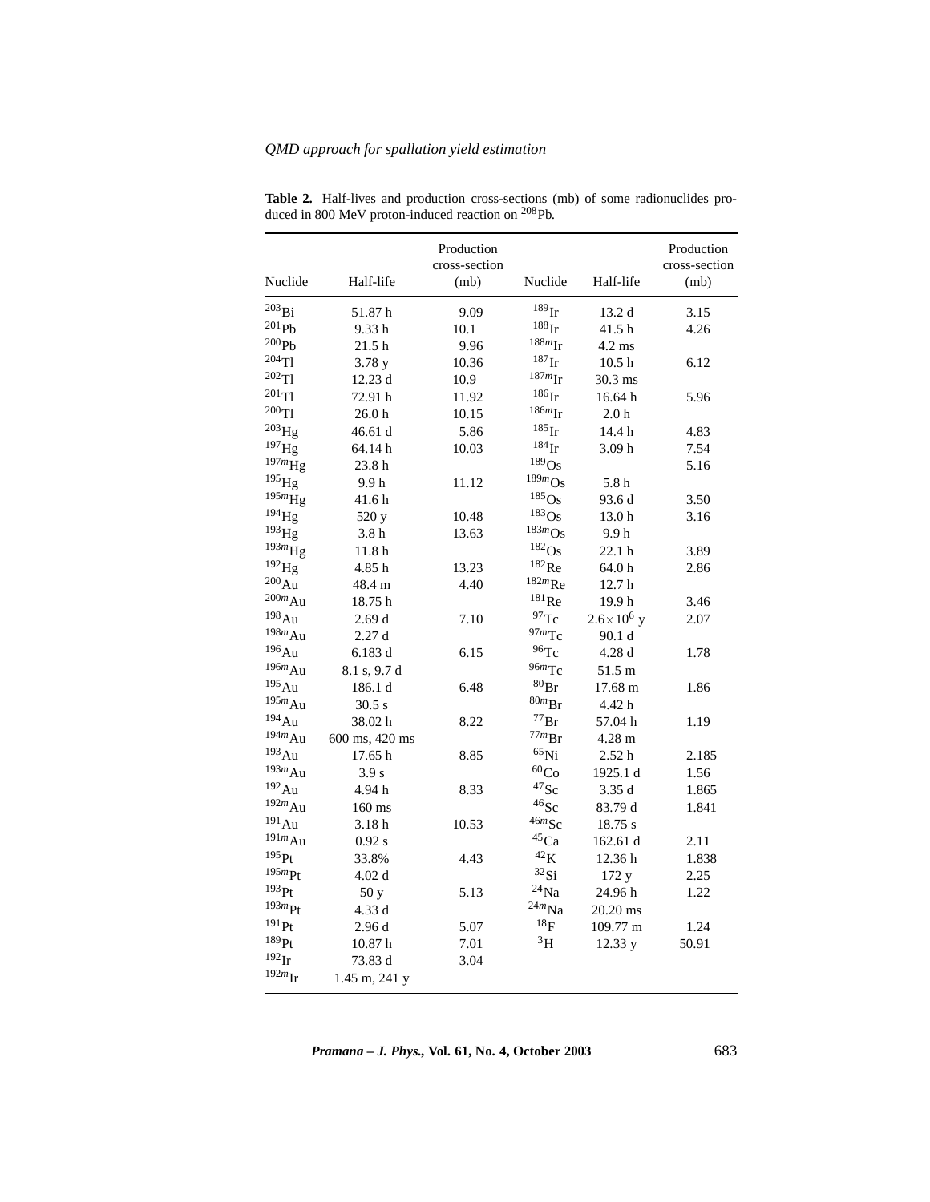**Table 2.** Half-lives and production cross-sections (mb) of some radionuclides produced in 800 MeV proton-induced reaction on $^{208}$Pb.

| Nuclide | Half-life | Production cross-section (mb) | Nuclide | Half-life | Production cross-section (mb) |
|---|---|---|---|---|---|
| $^{203}$Bi | 51.87 h | 9.09 | $^{189}$Ir | 13.2 d | 3.15 |
| $^{201}$Pb | 9.33 h | 10.1 | $^{188}$Ir | 41.5 h | 4.26 |
| $^{200}$Pb | 21.5 h | 9.96 | $^{188m}$Ir | 4.2 ms | |
| $^{204}$Tl | 3.78 y | 10.36 | $^{187}$Ir | 10.5 h | 6.12 |
| $^{202}$Tl | 12.23 d | 10.9 | $^{187m}$Ir | 30.3 ms | |
| $^{201}$Tl | 72.91 h | 11.92 | $^{186}$Ir | 16.64 h | 5.96 |
| $^{200}$Tl | 26.0 h | 10.15 | $^{186m}$Ir | 2.0 h | |
| $^{203}$Hg | 46.61 d | 5.86 | $^{185}$Ir | 14.4 h | 4.83 |
| $^{197}$Hg | 64.14 h | 10.03 | $^{184}$Ir | 3.09 h | 7.54 |
| $^{197m}$Hg | 23.8 h | | $^{189}$Os | | 5.16 |
| $^{195}$Hg | 9.9 h | 11.12 | $^{189m}$Os | 5.8 h | |
| $^{195m}$Hg | 41.6 h | | $^{185}$Os | 93.6 d | 3.50 |
| $^{194}$Hg | 520 y | 10.48 | $^{183}$Os | 13.0 h | 3.16 |
| $^{193}$Hg | 3.8 h | 13.63 | $^{183m}$Os | 9.9 h | |
| $^{193m}$Hg | 11.8 h | | $^{182}$Os | 22.1 h | 3.89 |
| $^{192}$Hg | 4.85 h | 13.23 | $^{182}$Re | 64.0 h | 2.86 |
| $^{200}$Au | 48.4 m | 4.40 | $^{182m}$Re | 12.7 h | |
| $^{200m}$Au | 18.75 h | | $^{181}$Re | 19.9 h | 3.46 |
| $^{198}$Au | 2.69 d | 7.10 | $^{97}$Tc | $2.6\times10^{6}$ y | 2.07 |
| $^{198m}$Au | 2.27 d | | $^{97m}$Tc | 90.1 d | |
| $^{196}$Au | 6.183 d | 6.15 | $^{96}$Tc | 4.28 d | 1.78 |
| $^{196m}$Au | 8.1 s, 9.7 d | | $^{96m}$Tc | 51.5 m | |
| $^{195}$Au | 186.1 d | 6.48 | $^{80}$Br | 17.68 m | 1.86 |
| $^{195m}$Au | 30.5 s | | $^{80m}$Br | 4.42 h | |
| $^{194}$Au | 38.02 h | 8.22 | $^{77}$Br | 57.04 h | 1.19 |
| $^{194m}$Au | 600 ms, 420 ms | | $^{77m}$Br | 4.28 m | |
| $^{193}$Au | 17.65 h | 8.85 | $^{65}$Ni | 2.52 h | 2.185 |
| $^{193m}$Au | 3.9 s | | $^{60}$Co | 1925.1 d | 1.56 |
| $^{192}$Au | 4.94 h | 8.33 | $^{47}$Sc | 3.35 d | 1.865 |
| $^{192m}$Au | 160 ms | | $^{46}$Sc | 83.79 d | 1.841 |
| $^{191}$Au | 3.18 h | 10.53 | $^{46m}$Sc | 18.75 s | |
| $^{191m}$Au | 0.92 s | | $^{45}$Ca | 162.61 d | 2.11 |
| $^{195}$Pt | 33.8% | 4.43 | $^{42}$K | 12.36 h | 1.838 |
| $^{195m}$Pt | 4.02 d | | $^{32}$Si | 172 y | 2.25 |
| $^{193}$Pt | 50 y | 5.13 | $^{24}$Na | 24.96 h | 1.22 |
| $^{193m}$Pt | 4.33 d | | $^{24m}$Na | 20.20 ms | |
| $^{191}$Pt | 2.96 d | 5.07 | $^{18}$F | 109.77 m | 1.24 |
| $^{189}$Pt | 10.87 h | 7.01 | $^{3}$H | 12.33 y | 50.91 |
| $^{192}$Ir | 73.83 d | 3.04 | | | |
| $^{192m}$Ir | 1.45 m, 241 y | | | | |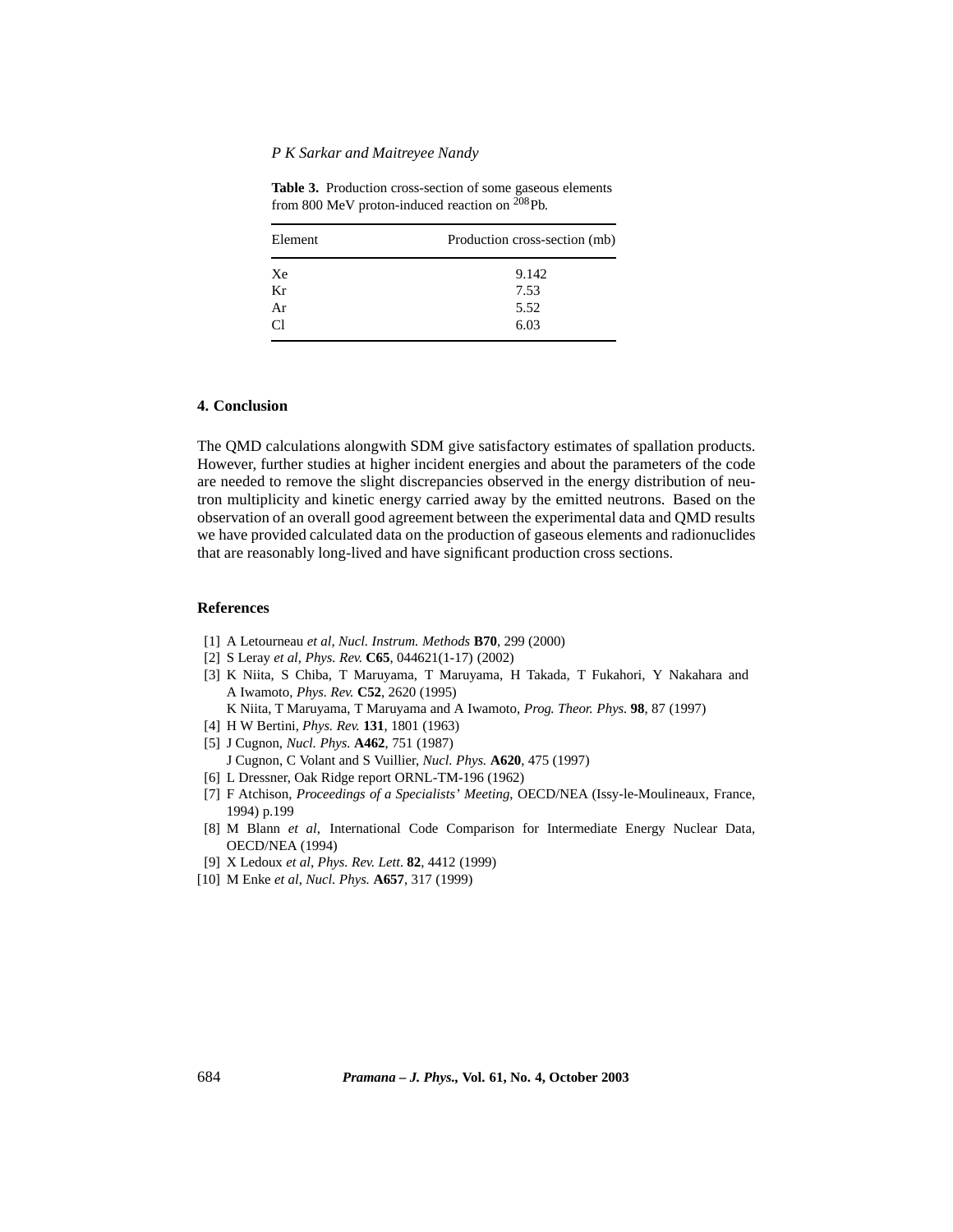**Table 3.** Production cross-section of some gaseous elements from 800 MeV proton-induced reaction on $^{208}$Pb.

| Element | Production cross-section (mb) |
|---|---|
| Xe | 9.142 |
| Kr | 7.53 |
| Ar | 5.52 |
| Cl | 6.03 |

## 4. Conclusion

The QMD calculations alongwith SDM give satisfactory estimates of spallation products. However, further studies at higher incident energies and about the parameters of the code are needed to remove the slight discrepancies observed in the energy distribution of neutron multiplicity and kinetic energy carried away by the emitted neutrons. Based on the observation of an overall good agreement between the experimental data and QMD results we have provided calculated data on the production of gaseous elements and radionuclides that are reasonably long-lived and have significant production cross sections.

## References

[1] A Letourneau *et al*, *Nucl. Instrum. Methods* **B70**, 299 (2000)

[2] S Leray *et al*, *Phys. Rev.* **C65**, 044621(1-17) (2002)

[3] K Niita, S Chiba, T Maruyama, T Maruyama, H Takada, T Fukahori, Y Nakahara and A Iwamoto, *Phys. Rev.* **C52**, 2620 (1995)
K Niita, T Maruyama, T Maruyama and A Iwamoto, *Prog. Theor. Phys.* **98**, 87 (1997)

[4] H W Bertini, *Phys. Rev.* **131**, 1801 (1963)

[5] J Cugnon, *Nucl. Phys.* **A462**, 751 (1987)
J Cugnon, C Volant and S Vuillier, *Nucl. Phys.* **A620**, 475 (1997)

[6] L Dressner, Oak Ridge report ORNL-TM-196 (1962)

[7] F Atchison, *Proceedings of a Specialists' Meeting*, OECD/NEA (Issy-le-Moulineaux, France, 1994) p.199

[8] M Blann *et al*, International Code Comparison for Intermediate Energy Nuclear Data, OECD/NEA (1994)

[9] X Ledoux *et al*, *Phys. Rev. Lett.* **82**, 4412 (1999)

[10] M Enke *et al*, *Nucl. Phys.* **A657**, 317 (1999)